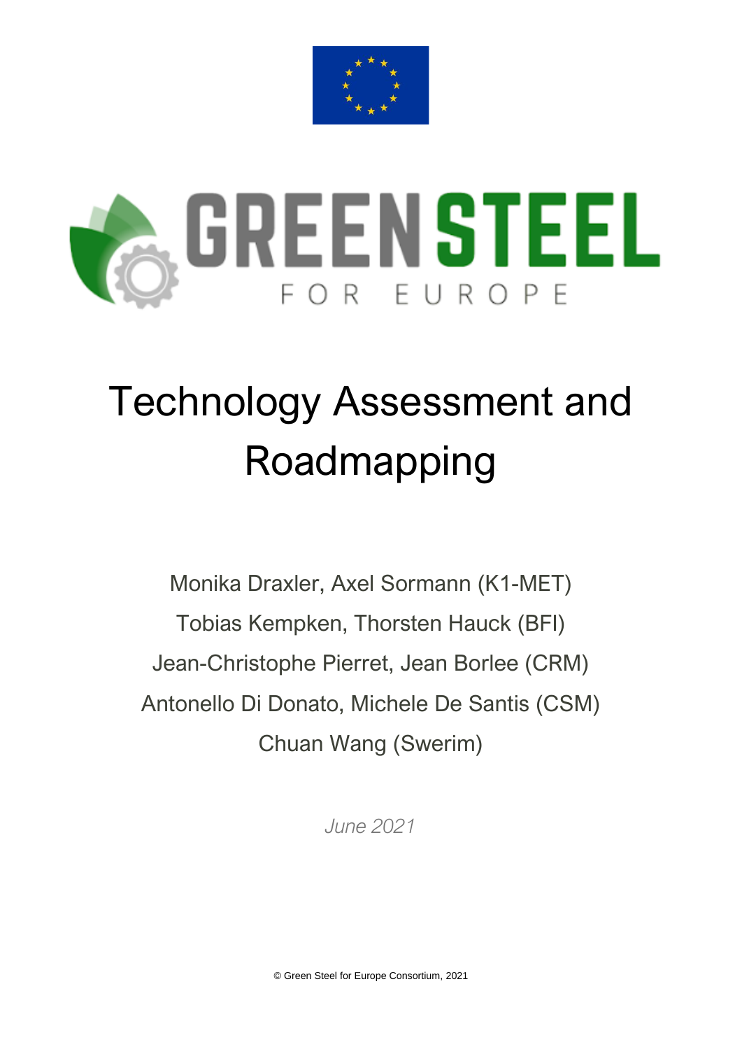GREEN STEEL

FOR EUROPE

# Technology Assessment and Roadmapping

Monika Draxler, Axel Sormann (K1-MET)

Tobias Kempken, Thorsten Hauck (BFI)

Jean-Christophe Pierret, Jean Borlee (CRM)

Antonello Di Donato, Michele De Santis (CSM)

Chuan Wang (Swerim)

*June 2021*

© Green Steel for Europe Consortium, 2021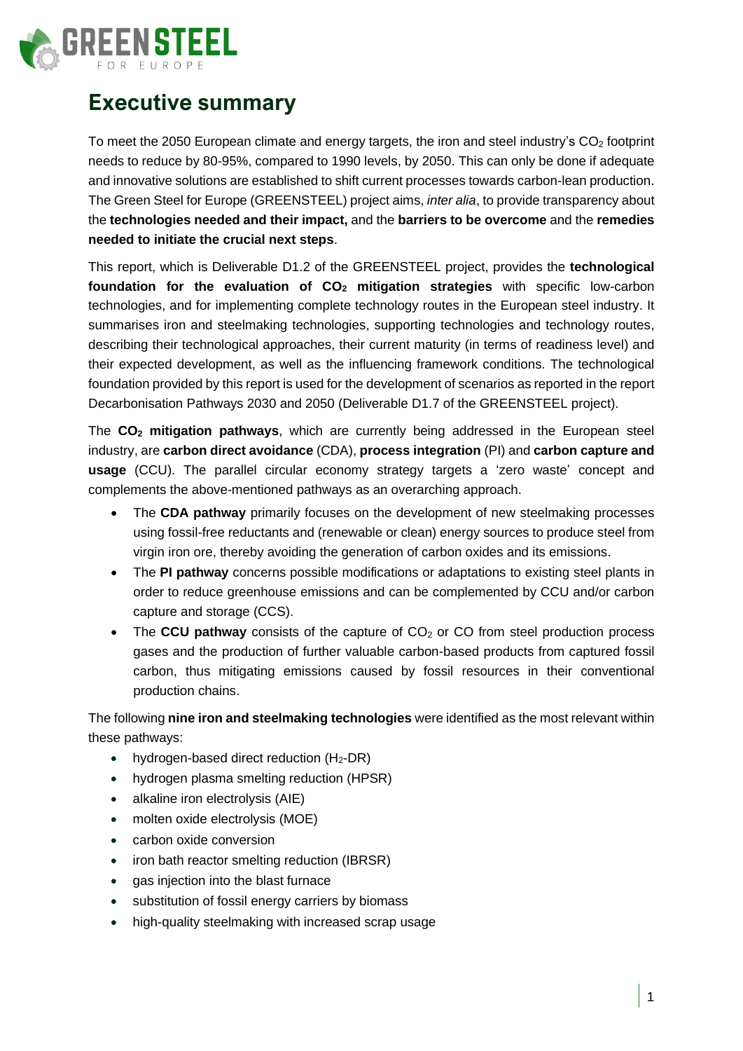# Executive summary

To meet the 2050 European climate and energy targets, the iron and steel industry's $CO_2$ footprint needs to reduce by 80-95%, compared to 1990 levels, by 2050. This can only be done if adequate and innovative solutions are established to shift current processes towards carbon-lean production. The Green Steel for Europe (GREENSTEEL) project aims, *inter alia*, to provide transparency about the **technologies needed and their impact,** and the **barriers to be overcome** and the **remedies needed to initiate the crucial next steps**.

This report, which is Deliverable D1.2 of the GREENSTEEL project, provides the **technological foundation for the evaluation of $CO_2$ mitigation strategies** with specific low-carbon technologies, and for implementing complete technology routes in the European steel industry. It summarises iron and steelmaking technologies, supporting technologies and technology routes, describing their technological approaches, their current maturity (in terms of readiness level) and their expected development, as well as the influencing framework conditions. The technological foundation provided by this report is used for the development of scenarios as reported in the report Decarbonisation Pathways 2030 and 2050 (Deliverable D1.7 of the GREENSTEEL project).

The **$CO_2$ mitigation pathways**, which are currently being addressed in the European steel industry, are **carbon direct avoidance** (CDA), **process integration** (PI) and **carbon capture and usage** (CCU). The parallel circular economy strategy targets a 'zero waste' concept and complements the above-mentioned pathways as an overarching approach.

- The **CDA pathway** primarily focuses on the development of new steelmaking processes using fossil-free reductants and (renewable or clean) energy sources to produce steel from virgin iron ore, thereby avoiding the generation of carbon oxides and its emissions.
- The **PI pathway** concerns possible modifications or adaptations to existing steel plants in order to reduce greenhouse emissions and can be complemented by CCU and/or carbon capture and storage (CCS).
- The **CCU pathway** consists of the capture of $CO_2$ or CO from steel production process gases and the production of further valuable carbon-based products from captured fossil carbon, thus mitigating emissions caused by fossil resources in their conventional production chains.

The following **nine iron and steelmaking technologies** were identified as the most relevant within these pathways:

- hydrogen-based direct reduction ($H_2$-DR)
- hydrogen plasma smelting reduction (HPSR)
- alkaline iron electrolysis (AIE)
- molten oxide electrolysis (MOE)
- carbon oxide conversion
- iron bath reactor smelting reduction (IBRSR)
- gas injection into the blast furnace
- substitution of fossil energy carriers by biomass
- high-quality steelmaking with increased scrap usage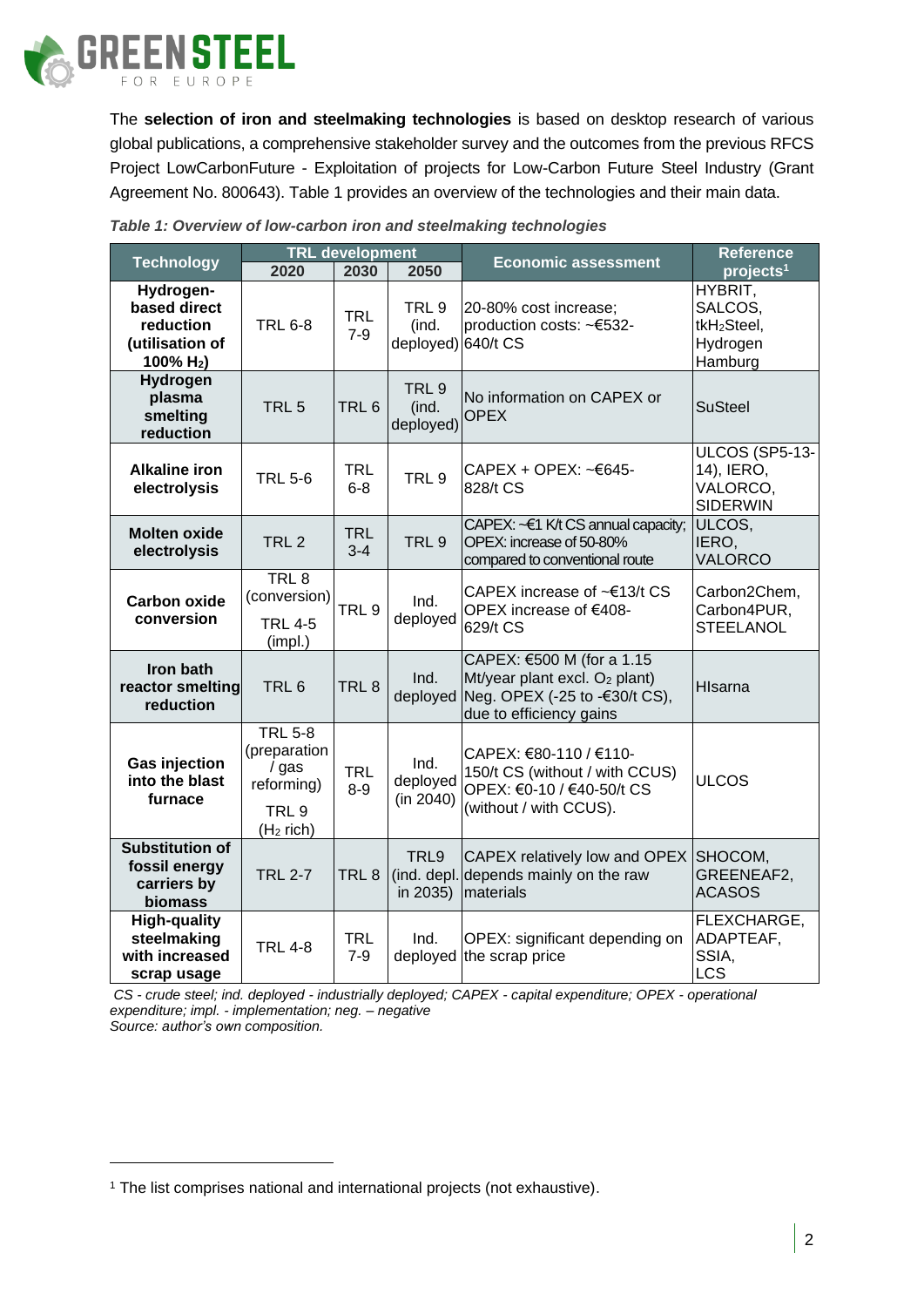The **selection of iron and steelmaking technologies** is based on desktop research of various global publications, a comprehensive stakeholder survey and the outcomes from the previous RFCS Project LowCarbonFuture - Exploitation of projects for Low-Carbon Future Steel Industry (Grant Agreement No. 800643). Table 1 provides an overview of the technologies and their main data.

*Table 1: Overview of low-carbon iron and steelmaking technologies*

| Technology | TRL development | | | Economic assessment | Reference projects[1] |
|---|---|---|---|---|---|
| | 2020 | 2030 | 2050 | | |
| **Hydrogen-based direct reduction (utilisation of 100% $H_2$)** | TRL 6-8 | TRL 7-9 | TRL 9 (ind. deployed) | 20-80% cost increase; production costs: ~€532-640/t CS | HYBRIT, SALCOS, tk$H_2$Steel, Hydrogen Hamburg |
| **Hydrogen plasma smelting reduction** | TRL 5 | TRL 6 | TRL 9 (ind. deployed) | No information on CAPEX or OPEX | SuSteel |
| **Alkaline iron electrolysis** | TRL 5-6 | TRL 6-8 | TRL 9 | CAPEX + OPEX: ~€645-828/t CS | ULCOS (SP5-13-14), IERO, VALORCO, SIDERWIN |
| **Molten oxide electrolysis** | TRL 2 | TRL 3-4 | TRL 9 | CAPEX: ~€1 K/t CS annual capacity; OPEX: increase of 50-80% compared to conventional route | ULCOS, IERO, VALORCO |
| **Carbon oxide conversion** | TRL 8 (conversion) TRL 4-5 (impl.) | TRL 9 | Ind. deployed | CAPEX increase of ~€13/t CS OPEX increase of €408-629/t CS | Carbon2Chem, Carbon4PUR, STEELANOL |
| **Iron bath reactor smelting reduction** | TRL 6 | TRL 8 | Ind. deployed | CAPEX: €500 M (for a 1.15 Mt/year plant excl. $O_2$ plant) Neg. OPEX (-25 to -€30/t CS), due to efficiency gains | HIsarna |
| **Gas injection into the blast furnace** | TRL 5-8 (preparation / gas reforming) TRL 9 ($H_2$ rich) | TRL 8-9 | Ind. deployed (in 2040) | CAPEX: €80-110 / €110-150/t CS (without / with CCUS) OPEX: €0-10 / €40-50/t CS (without / with CCUS). | ULCOS |
| **Substitution of fossil energy carriers by biomass** | TRL 2-7 | TRL 8 | TRL9 (ind. depl. in 2035) | CAPEX relatively low and OPEX depends mainly on the raw materials | SHOCOM, GREENEAF2, ACASOS |
| **High-quality steelmaking with increased scrap usage** | TRL 4-8 | TRL 7-9 | Ind. deployed | OPEX: significant depending on the scrap price | FLEXCHARGE, ADAPTEAF, SSIA, LCS |

*CS - crude steel; ind. deployed - industrially deployed; CAPEX - capital expenditure; OPEX - operational expenditure; impl. - implementation; neg. – negative*
*Source: author's own composition.*

[1] The list comprises national and international projects (not exhaustive).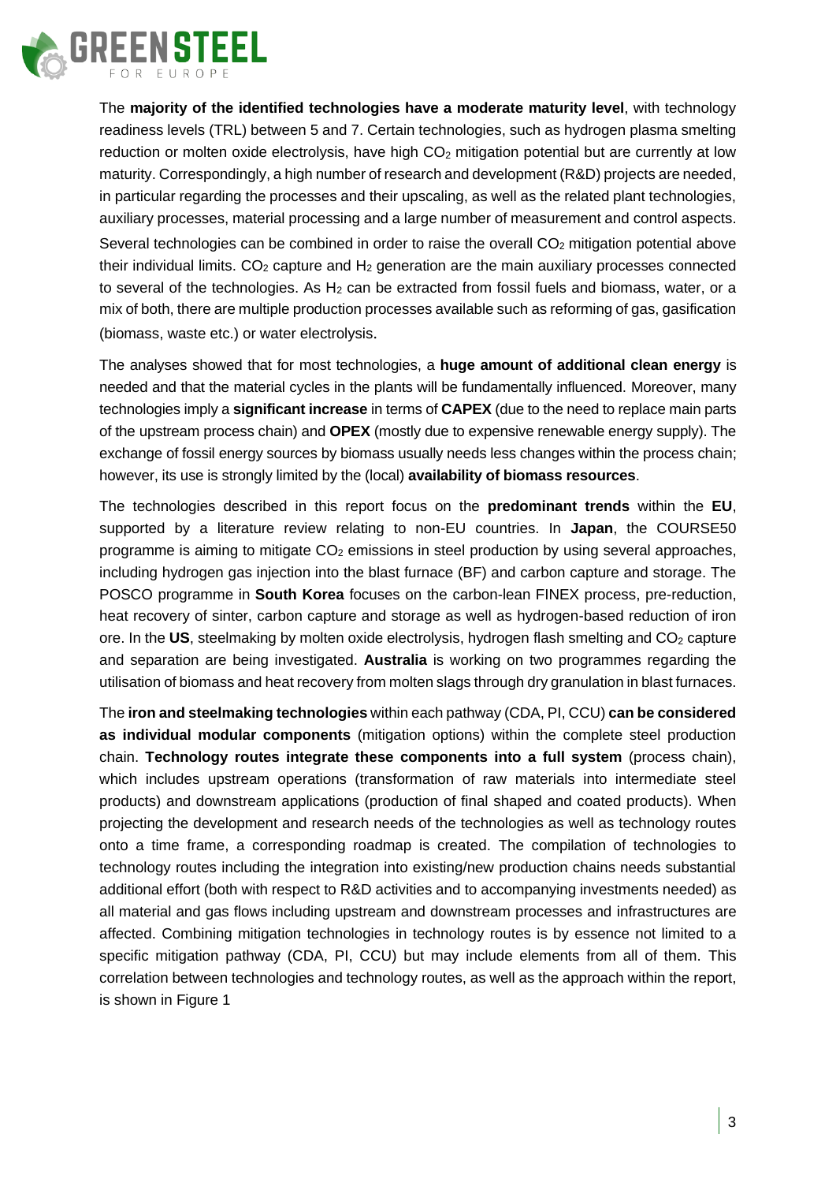The **majority of the identified technologies have a moderate maturity level**, with technology readiness levels (TRL) between 5 and 7. Certain technologies, such as hydrogen plasma smelting reduction or molten oxide electrolysis, have high $CO_2$ mitigation potential but are currently at low maturity. Correspondingly, a high number of research and development (R&D) projects are needed, in particular regarding the processes and their upscaling, as well as the related plant technologies, auxiliary processes, material processing and a large number of measurement and control aspects. Several technologies can be combined in order to raise the overall $CO_2$ mitigation potential above their individual limits. $CO_2$ capture and $H_2$ generation are the main auxiliary processes connected to several of the technologies. As $H_2$ can be extracted from fossil fuels and biomass, water, or a mix of both, there are multiple production processes available such as reforming of gas, gasification (biomass, waste etc.) or water electrolysis.

The analyses showed that for most technologies, a **huge amount of additional clean energy** is needed and that the material cycles in the plants will be fundamentally influenced. Moreover, many technologies imply a **significant increase** in terms of **CAPEX** (due to the need to replace main parts of the upstream process chain) and **OPEX** (mostly due to expensive renewable energy supply). The exchange of fossil energy sources by biomass usually needs less changes within the process chain; however, its use is strongly limited by the (local) **availability of biomass resources**.

The technologies described in this report focus on the **predominant trends** within the **EU**, supported by a literature review relating to non-EU countries. In **Japan**, the COURSE50 programme is aiming to mitigate $CO_2$ emissions in steel production by using several approaches, including hydrogen gas injection into the blast furnace (BF) and carbon capture and storage. The POSCO programme in **South Korea** focuses on the carbon-lean FINEX process, pre-reduction, heat recovery of sinter, carbon capture and storage as well as hydrogen-based reduction of iron ore. In the **US**, steelmaking by molten oxide electrolysis, hydrogen flash smelting and $CO_2$ capture and separation are being investigated. **Australia** is working on two programmes regarding the utilisation of biomass and heat recovery from molten slags through dry granulation in blast furnaces.

The **iron and steelmaking technologies** within each pathway (CDA, PI, CCU) **can be considered as individual modular components** (mitigation options) within the complete steel production chain. **Technology routes integrate these components into a full system** (process chain), which includes upstream operations (transformation of raw materials into intermediate steel products) and downstream applications (production of final shaped and coated products). When projecting the development and research needs of the technologies as well as technology routes onto a time frame, a corresponding roadmap is created. The compilation of technologies to technology routes including the integration into existing/new production chains needs substantial additional effort (both with respect to R&D activities and to accompanying investments needed) as all material and gas flows including upstream and downstream processes and infrastructures are affected. Combining mitigation technologies in technology routes is by essence not limited to a specific mitigation pathway (CDA, PI, CCU) but may include elements from all of them. This correlation between technologies and technology routes, as well as the approach within the report, is shown in Figure 1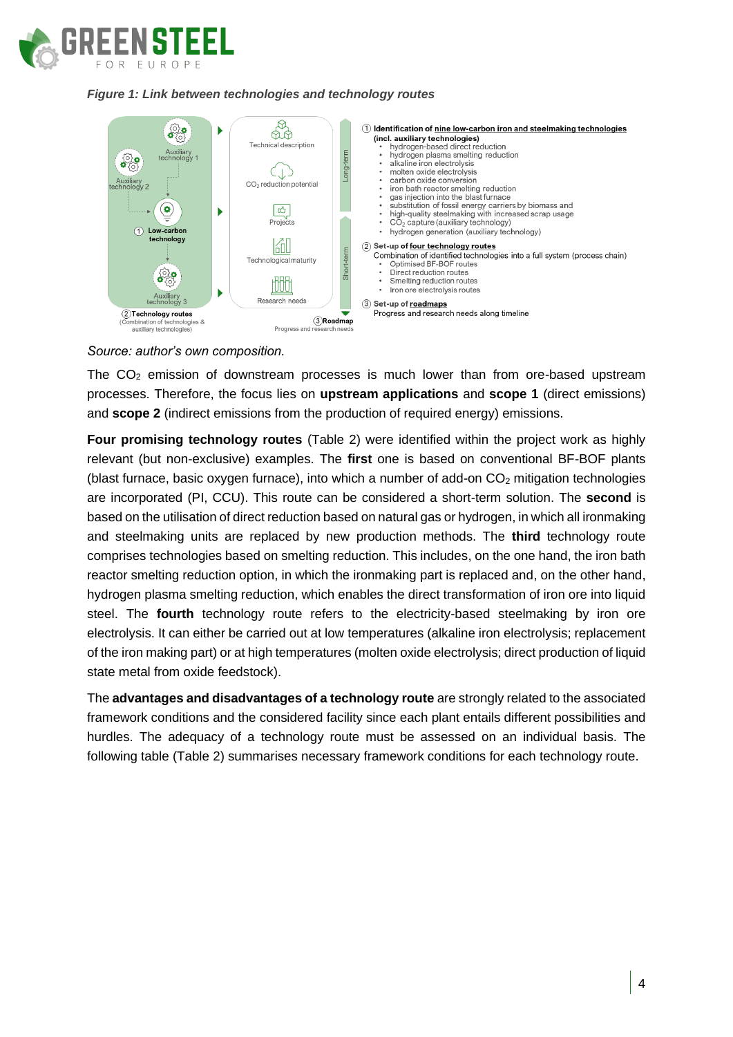*Figure 1: Link between technologies and technology routes*

① **Identification of nine low-carbon iron and steelmaking technologies (incl. auxiliary technologies)**
- hydrogen-based direct reduction
- hydrogen plasma smelting reduction
- alkaline iron electrolysis
- molten oxide electrolysis
- carbon oxide conversion
- iron bath reactor smelting reduction
- gas injection into the blast furnace
- substitution of fossil energy carriers by biomass and
- high-quality steelmaking with increased scrap usage
- $CO_2$ capture (auxiliary technology)
- hydrogen generation (auxiliary technology)

② **Set-up of four technology routes**
Combination of identified technologies into a full system (process chain)
- Optimised BF-BOF routes
- Direct reduction routes
- Smelting reduction routes
- Iron ore electrolysis routes

③ **Set-up of roadmaps**
Progress and research needs along timeline

*Source: author's own composition.*

The $CO_2$ emission of downstream processes is much lower than from ore-based upstream processes. Therefore, the focus lies on **upstream applications** and **scope 1** (direct emissions) and **scope 2** (indirect emissions from the production of required energy) emissions.

**Four promising technology routes** (Table 2) were identified within the project work as highly relevant (but non-exclusive) examples. The **first** one is based on conventional BF-BOF plants (blast furnace, basic oxygen furnace), into which a number of add-on $CO_2$ mitigation technologies are incorporated (PI, CCU). This route can be considered a short-term solution. The **second** is based on the utilisation of direct reduction based on natural gas or hydrogen, in which all ironmaking and steelmaking units are replaced by new production methods. The **third** technology route comprises technologies based on smelting reduction. This includes, on the one hand, the iron bath reactor smelting reduction option, in which the ironmaking part is replaced and, on the other hand, hydrogen plasma smelting reduction, which enables the direct transformation of iron ore into liquid steel. The **fourth** technology route refers to the electricity-based steelmaking by iron ore electrolysis. It can either be carried out at low temperatures (alkaline iron electrolysis; replacement of the iron making part) or at high temperatures (molten oxide electrolysis; direct production of liquid state metal from oxide feedstock).

The **advantages and disadvantages of a technology route** are strongly related to the associated framework conditions and the considered facility since each plant entails different possibilities and hurdles. The adequacy of a technology route must be assessed on an individual basis. The following table (Table 2) summarises necessary framework conditions for each technology route.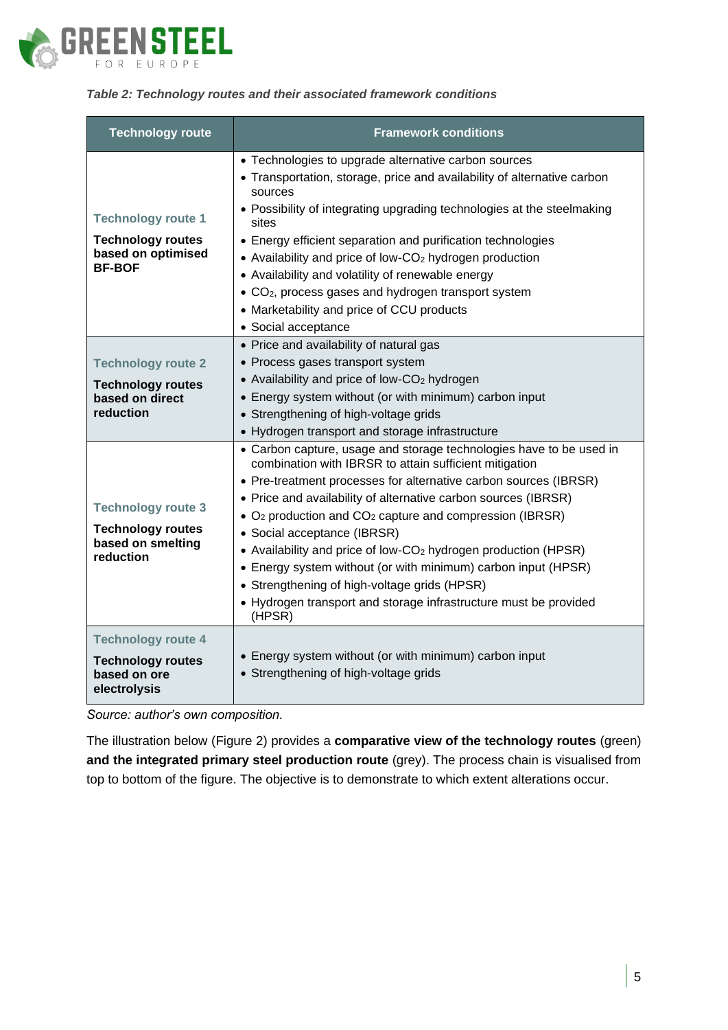*Table 2: Technology routes and their associated framework conditions*

| Technology route | Framework conditions |
|---|---|
| **Technology route 1** <br> **Technology routes based on optimised BF-BOF** | • Technologies to upgrade alternative carbon sources <br> • Transportation, storage, price and availability of alternative carbon sources <br> • Possibility of integrating upgrading technologies at the steelmaking sites <br> • Energy efficient separation and purification technologies <br> • Availability and price of low-$CO_2$ hydrogen production <br> • Availability and volatility of renewable energy <br> • $CO_2$, process gases and hydrogen transport system <br> • Marketability and price of CCU products <br> • Social acceptance |
| **Technology route 2** <br> **Technology routes based on direct reduction** | • Price and availability of natural gas <br> • Process gases transport system <br> • Availability and price of low-$CO_2$ hydrogen <br> • Energy system without (or with minimum) carbon input <br> • Strengthening of high-voltage grids <br> • Hydrogen transport and storage infrastructure |
| **Technology route 3** <br> **Technology routes based on smelting reduction** | • Carbon capture, usage and storage technologies have to be used in combination with IBRSR to attain sufficient mitigation <br> • Pre-treatment processes for alternative carbon sources (IBRSR) <br> • Price and availability of alternative carbon sources (IBRSR) <br> • $O_2$ production and $CO_2$ capture and compression (IBRSR) <br> • Social acceptance (IBRSR) <br> • Availability and price of low-$CO_2$ hydrogen production (HPSR) <br> • Energy system without (or with minimum) carbon input (HPSR) <br> • Strengthening of high-voltage grids (HPSR) <br> • Hydrogen transport and storage infrastructure must be provided (HPSR) |
| **Technology route 4** <br> **Technology routes based on ore electrolysis** | • Energy system without (or with minimum) carbon input <br> • Strengthening of high-voltage grids |

*Source: author's own composition.*

The illustration below (Figure 2) provides a **comparative view of the technology routes** (green) **and the integrated primary steel production route** (grey). The process chain is visualised from top to bottom of the figure. The objective is to demonstrate to which extent alterations occur.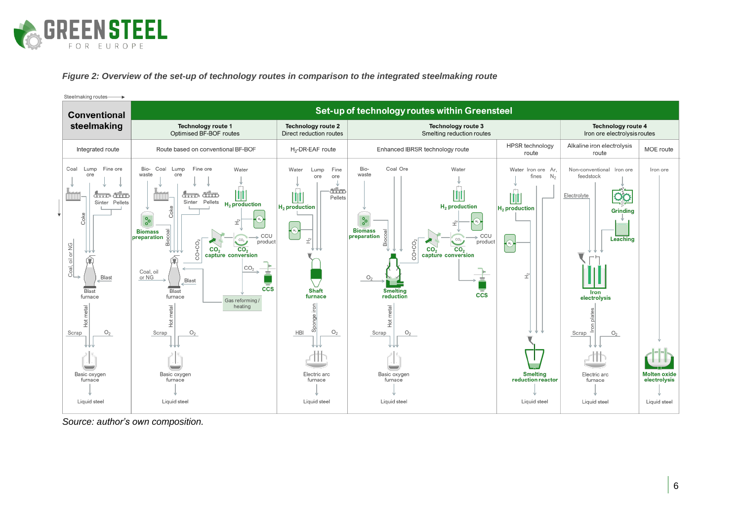*Figure 2: Overview of the set-up of technology routes in comparison to the integrated steelmaking route*

| Conventional steelmaking | Set-up of technology routes within Greensteel | | | | | |
|---|---|---|---|---|---|---|
| | **Technology route 1** Optimised BF-BOF routes | **Technology route 2** Direct reduction routes | **Technology route 3** Smelting reduction routes | | **Technology route 4** Iron ore electrolysis routes | |
| Integrated route | Route based on conventional BF-BOF | $H_2$-DR-EAF route | Enhanced IBRSR technology route | HPSR technology route | Alkaline iron electrolysis route | MOE route |

*Source: author's own composition.*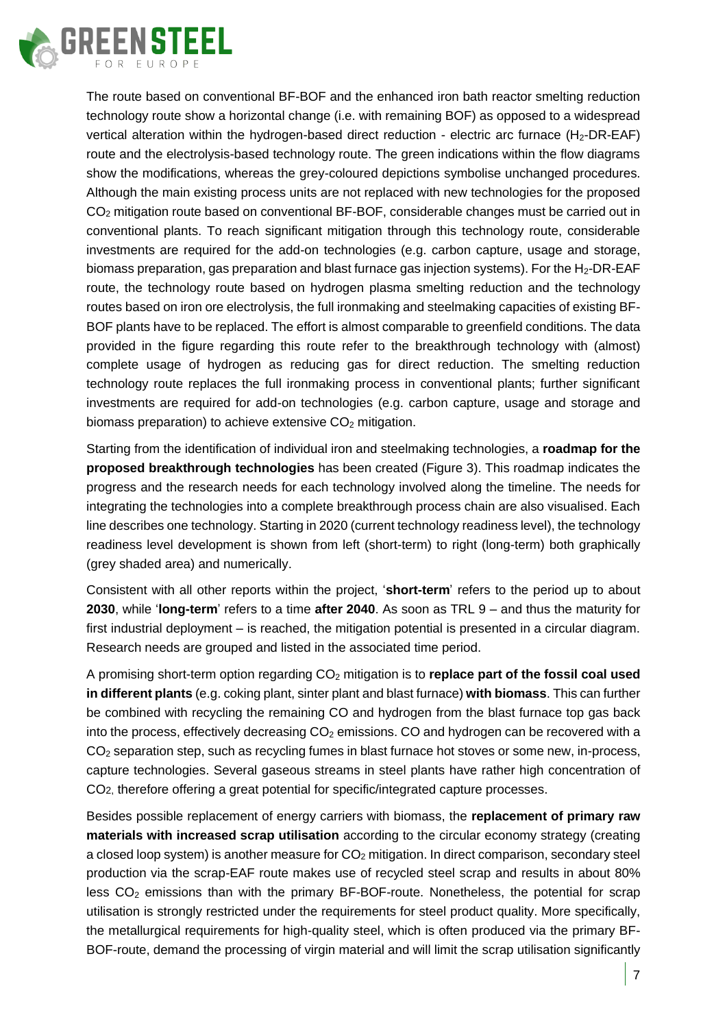The route based on conventional BF-BOF and the enhanced iron bath reactor smelting reduction technology route show a horizontal change (i.e. with remaining BOF) as opposed to a widespread vertical alteration within the hydrogen-based direct reduction - electric arc furnace ($H_2$-DR-EAF) route and the electrolysis-based technology route. The green indications within the flow diagrams show the modifications, whereas the grey-coloured depictions symbolise unchanged procedures. Although the main existing process units are not replaced with new technologies for the proposed $CO_2$ mitigation route based on conventional BF-BOF, considerable changes must be carried out in conventional plants. To reach significant mitigation through this technology route, considerable investments are required for the add-on technologies (e.g. carbon capture, usage and storage, biomass preparation, gas preparation and blast furnace gas injection systems). For the $H_2$-DR-EAF route, the technology route based on hydrogen plasma smelting reduction and the technology routes based on iron ore electrolysis, the full ironmaking and steelmaking capacities of existing BF-BOF plants have to be replaced. The effort is almost comparable to greenfield conditions. The data provided in the figure regarding this route refer to the breakthrough technology with (almost) complete usage of hydrogen as reducing gas for direct reduction. The smelting reduction technology route replaces the full ironmaking process in conventional plants; further significant investments are required for add-on technologies (e.g. carbon capture, usage and storage and biomass preparation) to achieve extensive $CO_2$ mitigation.

Starting from the identification of individual iron and steelmaking technologies, a **roadmap for the proposed breakthrough technologies** has been created (Figure 3). This roadmap indicates the progress and the research needs for each technology involved along the timeline. The needs for integrating the technologies into a complete breakthrough process chain are also visualised. Each line describes one technology. Starting in 2020 (current technology readiness level), the technology readiness level development is shown from left (short-term) to right (long-term) both graphically (grey shaded area) and numerically.

Consistent with all other reports within the project, '**short-term**' refers to the period up to about **2030**, while '**long-term**' refers to a time **after 2040**. As soon as TRL 9 – and thus the maturity for first industrial deployment – is reached, the mitigation potential is presented in a circular diagram. Research needs are grouped and listed in the associated time period.

A promising short-term option regarding $CO_2$ mitigation is to **replace part of the fossil coal used in different plants** (e.g. coking plant, sinter plant and blast furnace) **with biomass**. This can further be combined with recycling the remaining CO and hydrogen from the blast furnace top gas back into the process, effectively decreasing $CO_2$ emissions. CO and hydrogen can be recovered with a $CO_2$ separation step, such as recycling fumes in blast furnace hot stoves or some new, in-process, capture technologies. Several gaseous streams in steel plants have rather high concentration of $CO_2$, therefore offering a great potential for specific/integrated capture processes.

Besides possible replacement of energy carriers with biomass, the **replacement of primary raw materials with increased scrap utilisation** according to the circular economy strategy (creating a closed loop system) is another measure for $CO_2$ mitigation. In direct comparison, secondary steel production via the scrap-EAF route makes use of recycled steel scrap and results in about 80% less $CO_2$ emissions than with the primary BF-BOF-route. Nonetheless, the potential for scrap utilisation is strongly restricted under the requirements for steel product quality. More specifically, the metallurgical requirements for high-quality steel, which is often produced via the primary BF-BOF-route, demand the processing of virgin material and will limit the scrap utilisation significantly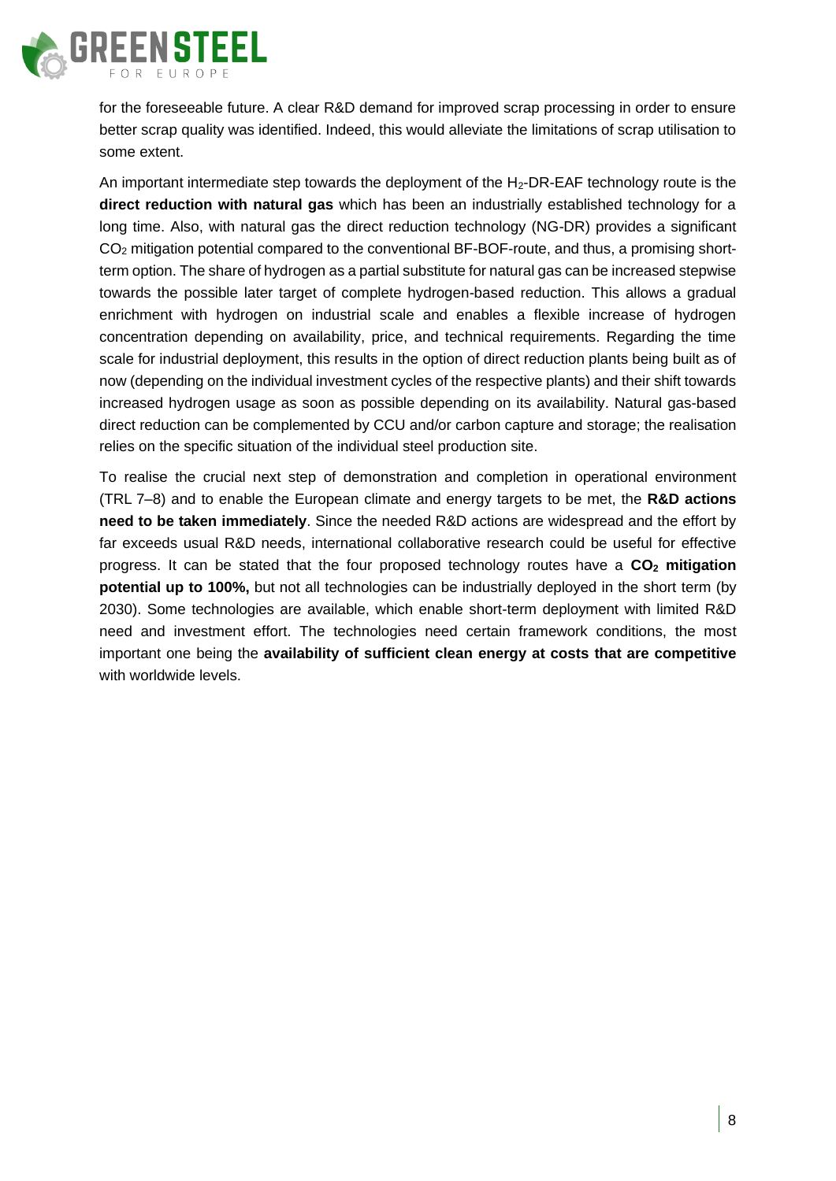for the foreseeable future. A clear R&D demand for improved scrap processing in order to ensure better scrap quality was identified. Indeed, this would alleviate the limitations of scrap utilisation to some extent.

An important intermediate step towards the deployment of the $H_2$-DR-EAF technology route is the **direct reduction with natural gas** which has been an industrially established technology for a long time. Also, with natural gas the direct reduction technology (NG-DR) provides a significant $CO_2$ mitigation potential compared to the conventional BF-BOF-route, and thus, a promising short-term option. The share of hydrogen as a partial substitute for natural gas can be increased stepwise towards the possible later target of complete hydrogen-based reduction. This allows a gradual enrichment with hydrogen on industrial scale and enables a flexible increase of hydrogen concentration depending on availability, price, and technical requirements. Regarding the time scale for industrial deployment, this results in the option of direct reduction plants being built as of now (depending on the individual investment cycles of the respective plants) and their shift towards increased hydrogen usage as soon as possible depending on its availability. Natural gas-based direct reduction can be complemented by CCU and/or carbon capture and storage; the realisation relies on the specific situation of the individual steel production site.

To realise the crucial next step of demonstration and completion in operational environment (TRL 7–8) and to enable the European climate and energy targets to be met, the **R&D actions need to be taken immediately**. Since the needed R&D actions are widespread and the effort by far exceeds usual R&D needs, international collaborative research could be useful for effective progress. It can be stated that the four proposed technology routes have a **$CO_2$ mitigation potential up to 100%,** but not all technologies can be industrially deployed in the short term (by 2030). Some technologies are available, which enable short-term deployment with limited R&D need and investment effort. The technologies need certain framework conditions, the most important one being the **availability of sufficient clean energy at costs that are competitive** with worldwide levels.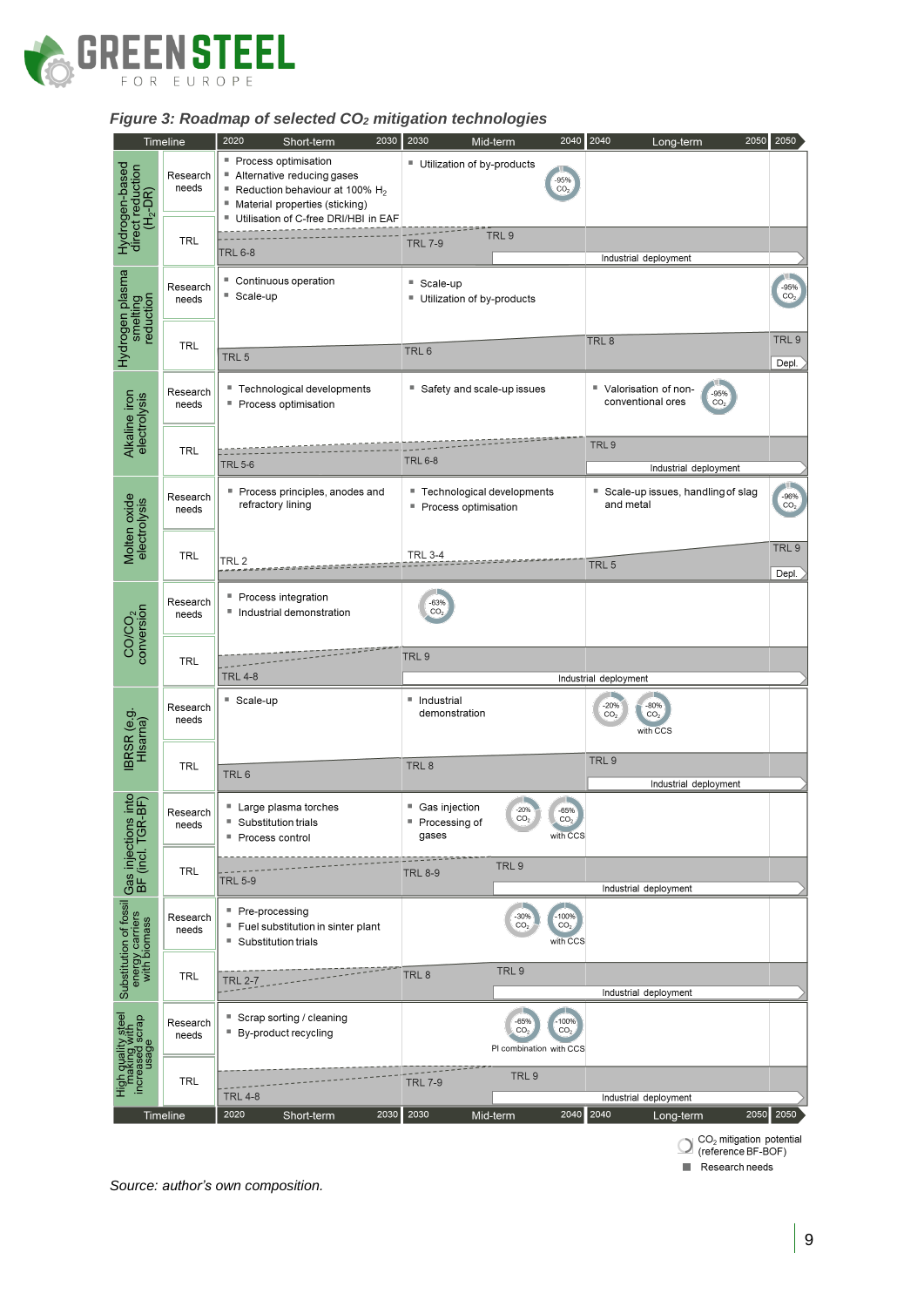*Figure 3: Roadmap of selected $CO_2$ mitigation technologies*

Timeline | 2020 Short-term 2030 | 2030 Mid-term 2040 | 2040 Long-term 2050 | 2050

**Hydrogen-based direct reduction ($H_2$-DR)**

Research needs:
- Process optimisation
- Alternative reducing gases
- Reduction behaviour at 100% $H_2$
- Material properties (sticking)
- Utilisation of C-free DRI/HBI in EAF
- Utilization of by-products

-95% $CO_2$

TRL: TRL 6-8, TRL 7-9, TRL 9, Industrial deployment

**Hydrogen plasma smelting reduction**

Research needs:
- Continuous operation
- Scale-up
- Scale-up
- Utilization of by-products

-95% $CO_2$

TRL: TRL 5, TRL 6, TRL 8, TRL 9, Depl.

**Alkaline iron electrolysis**

Research needs:
- Technological developments
- Process optimisation
- Safety and scale-up issues
- Valorisation of non-conventional ores

-95% $CO_2$

TRL: TRL 5-6, TRL 6-8, TRL 9, Industrial deployment

**Molten oxide electrolysis**

Research needs:
- Process principles, anodes and refractory lining
- Technological developments
- Process optimisation
- Scale-up issues, handling of slag and metal

-96% $CO_2$

TRL: TRL 2, TRL 3-4, TRL 5, TRL 9, Depl.

**CO/$CO_2$ conversion**

Research needs:
- Process integration
- Industrial demonstration

-63% $CO_2$

TRL: TRL 4-8, TRL 9, Industrial deployment

**IBRSR (e.g. HIsarna)**

Research needs:
- Scale-up
- Industrial demonstration

-20% $CO_2$; -80% $CO_2$ with CCS

TRL: TRL 6, TRL 8, TRL 9, Industrial deployment

**Gas injections into BF (incl. TGR-BF)**

Research needs:
- Large plasma torches
- Substitution trials
- Process control
- Gas injection
- Processing of gases

-20% $CO_2$; -65% $CO_2$ with CCS

TRL: TRL 5-9, TRL 8-9, TRL 9, Industrial deployment

**Substitution of fossil energy carriers with biomass**

Research needs:
- Pre-processing
- Fuel substitution in sinter plant
- Substitution trials

-30% $CO_2$; -100% $CO_2$ with CCS

TRL: TRL 2-7, TRL 8, TRL 9, Industrial deployment

**High quality steel making with increased scrap usage**

Research needs:
- Scrap sorting / cleaning
- By-product recycling

-65% $CO_2$ PI combination; -100% $CO_2$ with CCS

TRL: TRL 4-8, TRL 7-9, TRL 9, Industrial deployment

Timeline | 2020 Short-term 2030 | 2030 Mid-term 2040 | 2040 Long-term 2050 | 2050

Legend: $CO_2$ mitigation potential (reference BF-BOF); Research needs

Source: author's own composition.